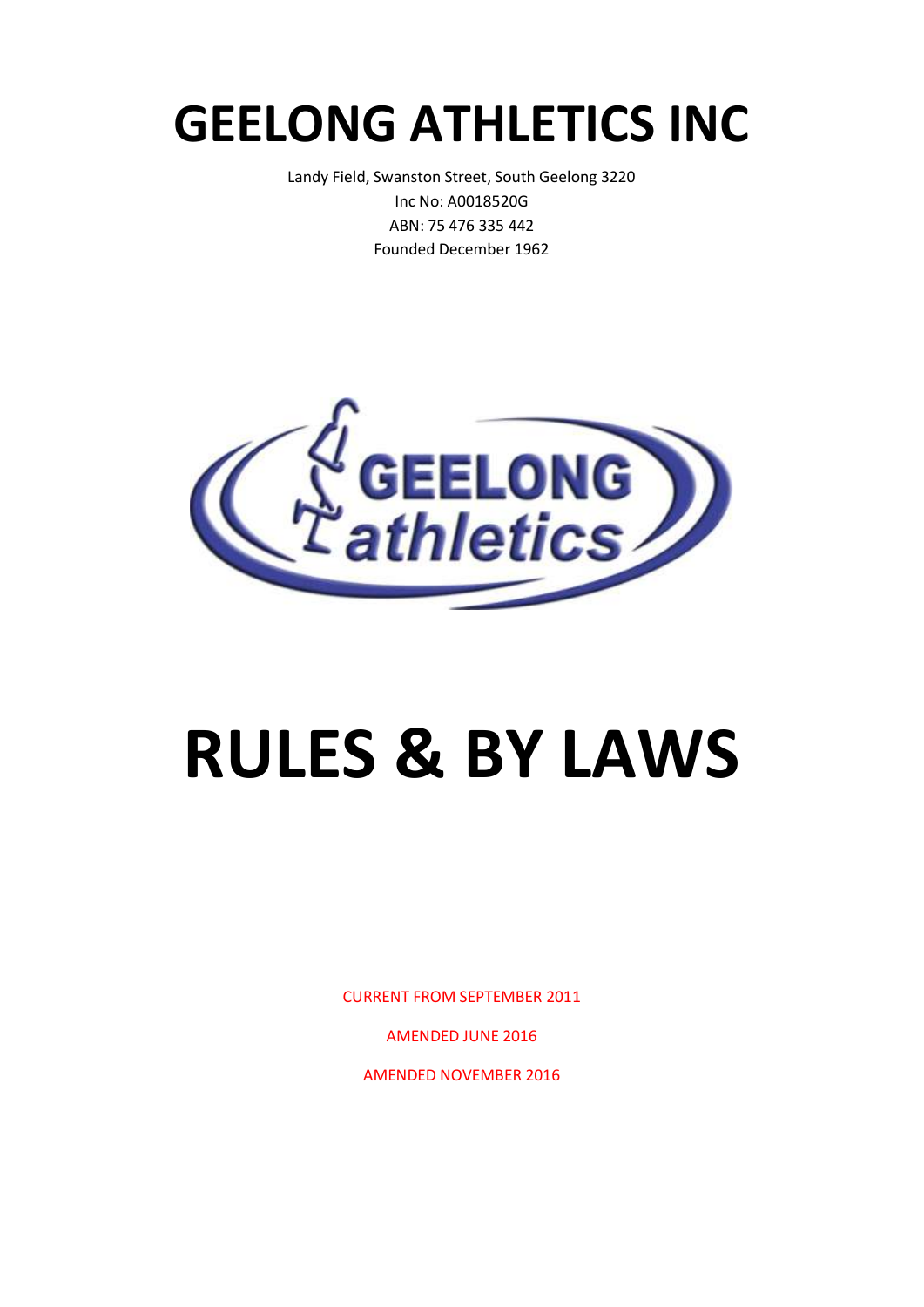# GEELONG ATHLETICS INC

Landy Field, Swanston Street, South Geelong 3220

Inc No: A0018520G

ABN: 75 476 335 442

Founded December 1962

# RULES & BY LAWS

CURRENT FROM SEPTEMBER 2011

AMENDED JUNE 2016

AMENDED NOVEMBER 2016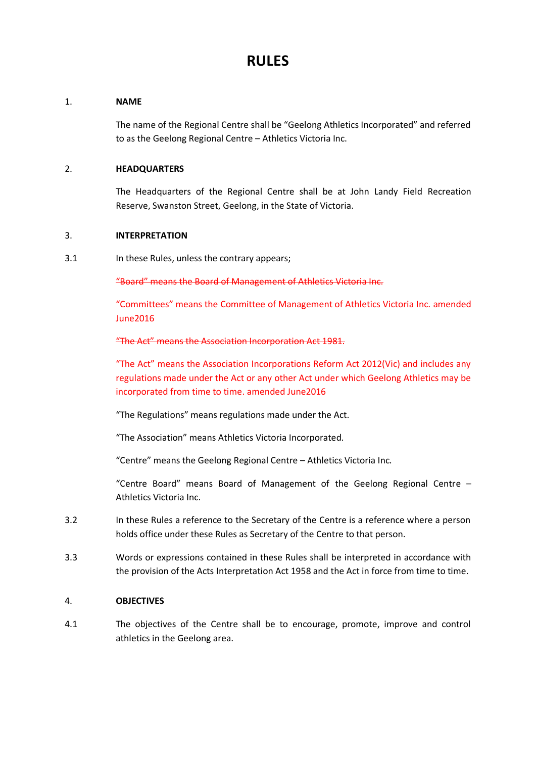# RULES

1. **NAME**

The name of the Regional Centre shall be "Geelong Athletics Incorporated" and referred to as the Geelong Regional Centre – Athletics Victoria Inc.

2. **HEADQUARTERS**

The Headquarters of the Regional Centre shall be at John Landy Field Recreation Reserve, Swanston Street, Geelong, in the State of Victoria.

3. **INTERPRETATION**

3.1 In these Rules, unless the contrary appears;

~~"Board" means the Board of Management of Athletics Victoria Inc.~~

"Committees" means the Committee of Management of Athletics Victoria Inc. amended June2016

~~"The Act" means the Association Incorporation Act 1981.~~

"The Act" means the Association Incorporations Reform Act 2012(Vic) and includes any regulations made under the Act or any other Act under which Geelong Athletics may be incorporated from time to time. amended June2016

"The Regulations" means regulations made under the Act.

"The Association" means Athletics Victoria Incorporated.

"Centre" means the Geelong Regional Centre – Athletics Victoria Inc.

"Centre Board" means Board of Management of the Geelong Regional Centre – Athletics Victoria Inc.

3.2 In these Rules a reference to the Secretary of the Centre is a reference where a person holds office under these Rules as Secretary of the Centre to that person.

3.3 Words or expressions contained in these Rules shall be interpreted in accordance with the provision of the Acts Interpretation Act 1958 and the Act in force from time to time.

4. **OBJECTIVES**

4.1 The objectives of the Centre shall be to encourage, promote, improve and control athletics in the Geelong area.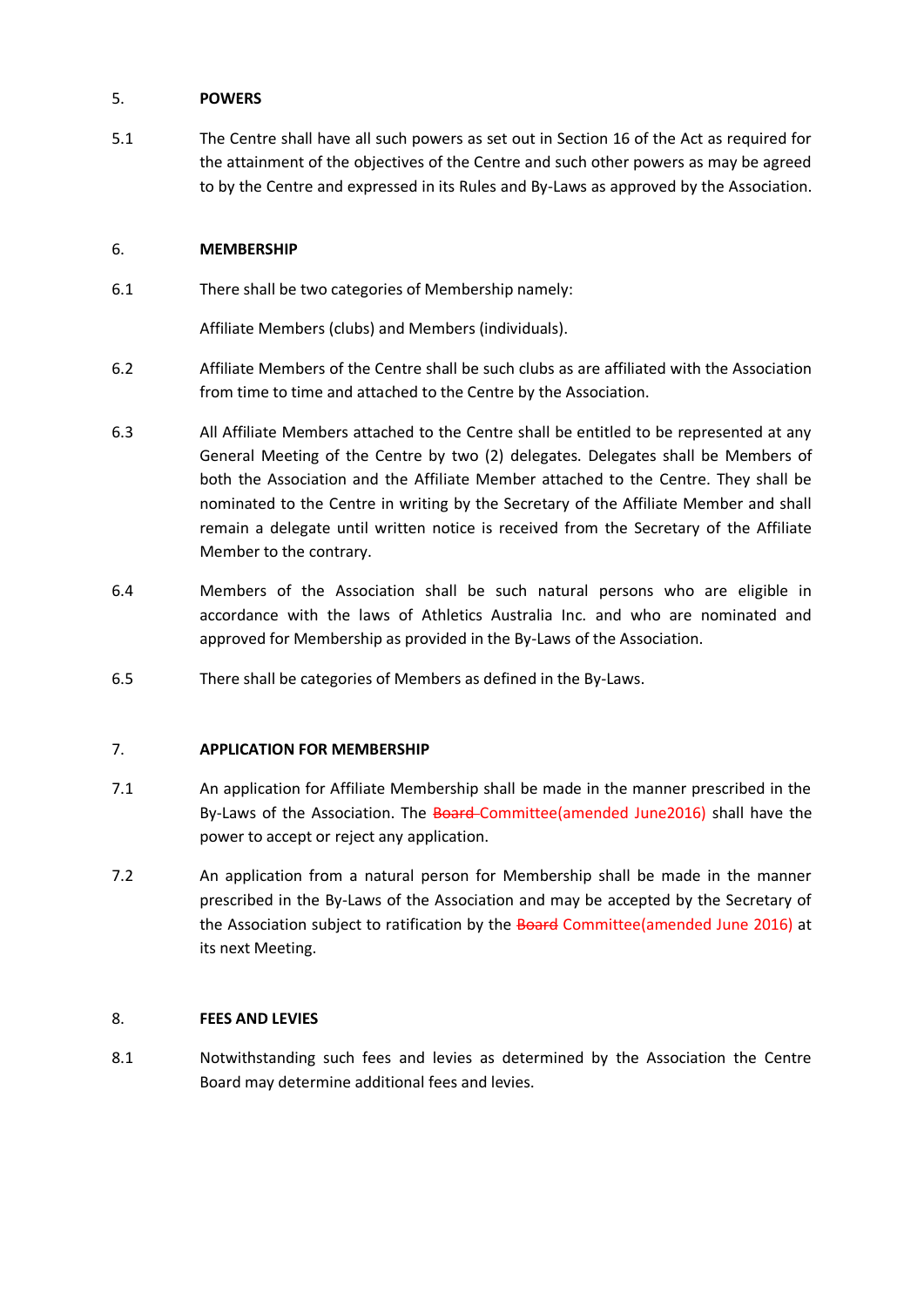5. **POWERS**

5.1 The Centre shall have all such powers as set out in Section 16 of the Act as required for the attainment of the objectives of the Centre and such other powers as may be agreed to by the Centre and expressed in its Rules and By-Laws as approved by the Association.

6. **MEMBERSHIP**

6.1 There shall be two categories of Membership namely:

Affiliate Members (clubs) and Members (individuals).

6.2 Affiliate Members of the Centre shall be such clubs as are affiliated with the Association from time to time and attached to the Centre by the Association.

6.3 All Affiliate Members attached to the Centre shall be entitled to be represented at any General Meeting of the Centre by two (2) delegates. Delegates shall be Members of both the Association and the Affiliate Member attached to the Centre. They shall be nominated to the Centre in writing by the Secretary of the Affiliate Member and shall remain a delegate until written notice is received from the Secretary of the Affiliate Member to the contrary.

6.4 Members of the Association shall be such natural persons who are eligible in accordance with the laws of Athletics Australia Inc. and who are nominated and approved for Membership as provided in the By-Laws of the Association.

6.5 There shall be categories of Members as defined in the By-Laws.

7. **APPLICATION FOR MEMBERSHIP**

7.1 An application for Affiliate Membership shall be made in the manner prescribed in the By-Laws of the Association. The ~~Board~~ Committee(amended June2016) shall have the power to accept or reject any application.

7.2 An application from a natural person for Membership shall be made in the manner prescribed in the By-Laws of the Association and may be accepted by the Secretary of the Association subject to ratification by the ~~Board~~ Committee(amended June 2016) at its next Meeting.

8. **FEES AND LEVIES**

8.1 Notwithstanding such fees and levies as determined by the Association the Centre Board may determine additional fees and levies.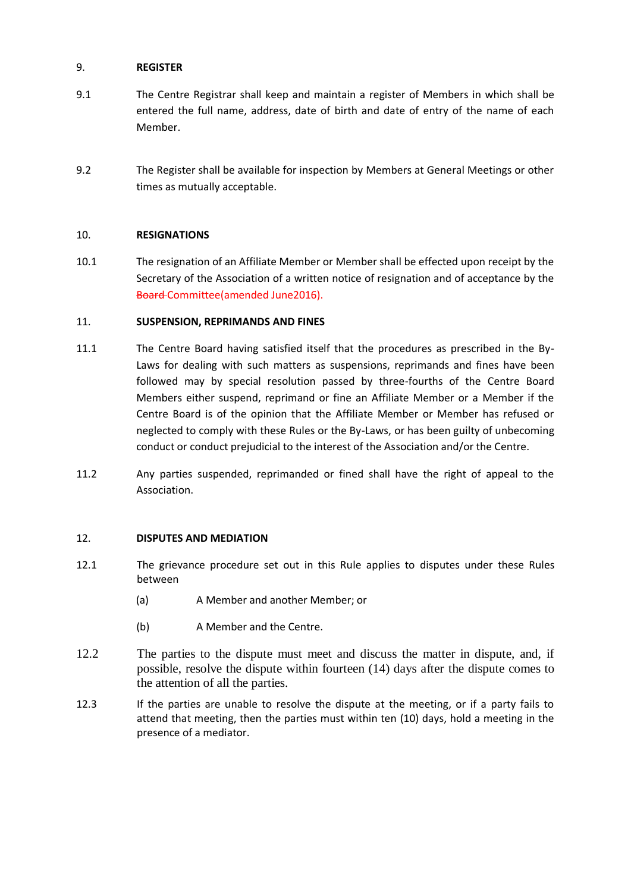## 9. REGISTER

9.1 The Centre Registrar shall keep and maintain a register of Members in which shall be entered the full name, address, date of birth and date of entry of the name of each Member.

9.2 The Register shall be available for inspection by Members at General Meetings or other times as mutually acceptable.

## 10. RESIGNATIONS

10.1 The resignation of an Affiliate Member or Member shall be effected upon receipt by the Secretary of the Association of a written notice of resignation and of acceptance by the ~~Board~~ Committee(amended June2016).

## 11. SUSPENSION, REPRIMANDS AND FINES

11.1 The Centre Board having satisfied itself that the procedures as prescribed in the By-Laws for dealing with such matters as suspensions, reprimands and fines have been followed may by special resolution passed by three-fourths of the Centre Board Members either suspend, reprimand or fine an Affiliate Member or a Member if the Centre Board is of the opinion that the Affiliate Member or Member has refused or neglected to comply with these Rules or the By-Laws, or has been guilty of unbecoming conduct or conduct prejudicial to the interest of the Association and/or the Centre.

11.2 Any parties suspended, reprimanded or fined shall have the right of appeal to the Association.

## 12. DISPUTES AND MEDIATION

12.1 The grievance procedure set out in this Rule applies to disputes under these Rules between

- (a) A Member and another Member; or
- (b) A Member and the Centre.

12.2 The parties to the dispute must meet and discuss the matter in dispute, and, if possible, resolve the dispute within fourteen (14) days after the dispute comes to the attention of all the parties.

12.3 If the parties are unable to resolve the dispute at the meeting, or if a party fails to attend that meeting, then the parties must within ten (10) days, hold a meeting in the presence of a mediator.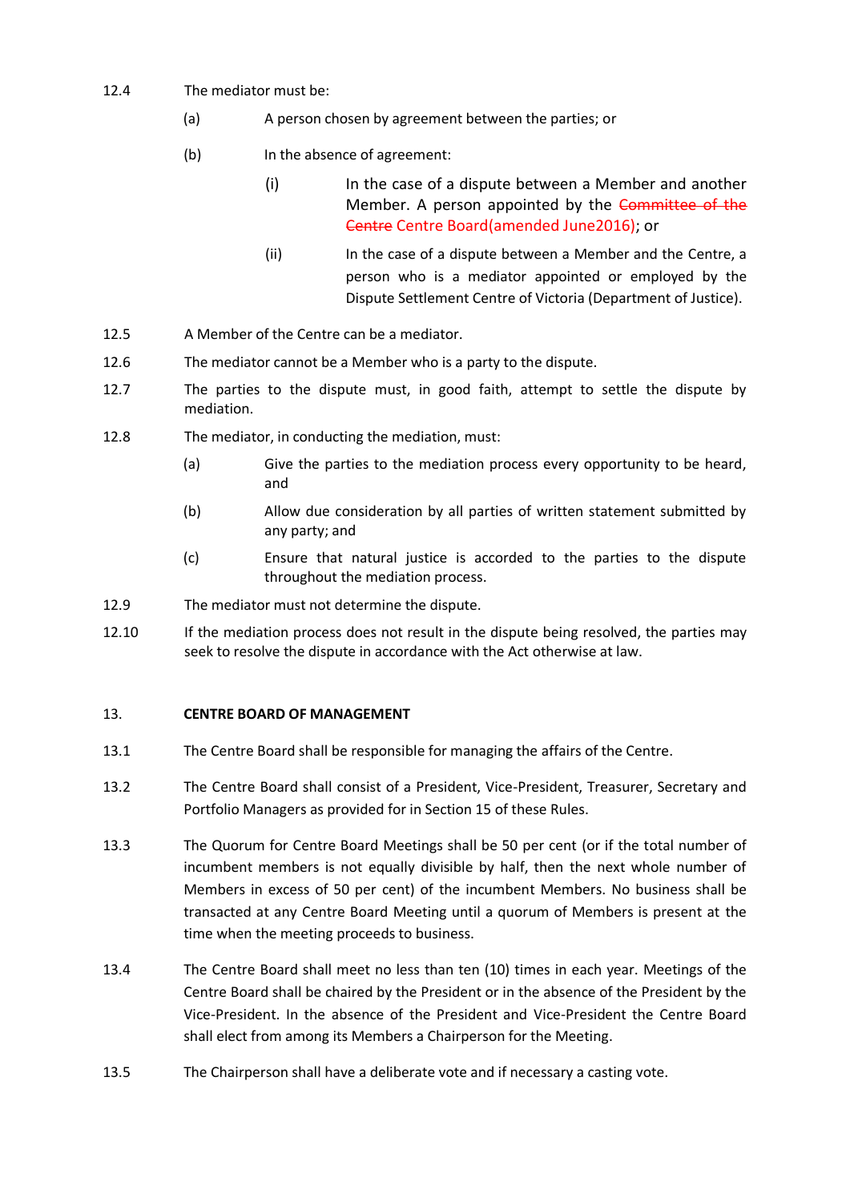12.4 The mediator must be:

(a) A person chosen by agreement between the parties; or

(b) In the absence of agreement:

(i) In the case of a dispute between a Member and another Member. A person appointed by the ~~Committee of the Centre~~ Centre Board(amended June2016); or

(ii) In the case of a dispute between a Member and the Centre, a person who is a mediator appointed or employed by the Dispute Settlement Centre of Victoria (Department of Justice).

12.5 A Member of the Centre can be a mediator.

12.6 The mediator cannot be a Member who is a party to the dispute.

12.7 The parties to the dispute must, in good faith, attempt to settle the dispute by mediation.

12.8 The mediator, in conducting the mediation, must:

(a) Give the parties to the mediation process every opportunity to be heard, and

(b) Allow due consideration by all parties of written statement submitted by any party; and

(c) Ensure that natural justice is accorded to the parties to the dispute throughout the mediation process.

12.9 The mediator must not determine the dispute.

12.10 If the mediation process does not result in the dispute being resolved, the parties may seek to resolve the dispute in accordance with the Act otherwise at law.

## 13. CENTRE BOARD OF MANAGEMENT

13.1 The Centre Board shall be responsible for managing the affairs of the Centre.

13.2 The Centre Board shall consist of a President, Vice-President, Treasurer, Secretary and Portfolio Managers as provided for in Section 15 of these Rules.

13.3 The Quorum for Centre Board Meetings shall be 50 per cent (or if the total number of incumbent members is not equally divisible by half, then the next whole number of Members in excess of 50 per cent) of the incumbent Members. No business shall be transacted at any Centre Board Meeting until a quorum of Members is present at the time when the meeting proceeds to business.

13.4 The Centre Board shall meet no less than ten (10) times in each year. Meetings of the Centre Board shall be chaired by the President or in the absence of the President by the Vice-President. In the absence of the President and Vice-President the Centre Board shall elect from among its Members a Chairperson for the Meeting.

13.5 The Chairperson shall have a deliberate vote and if necessary a casting vote.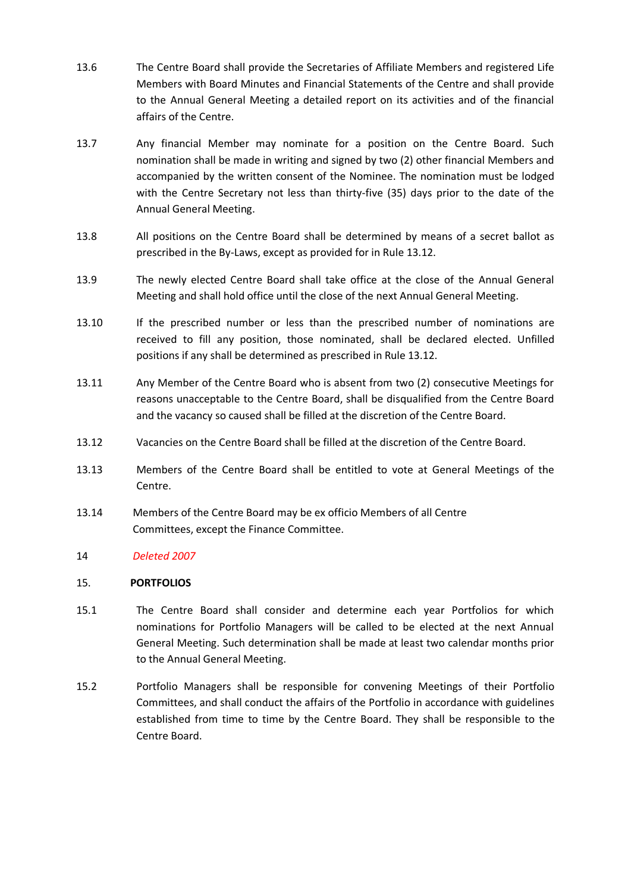13.6 The Centre Board shall provide the Secretaries of Affiliate Members and registered Life Members with Board Minutes and Financial Statements of the Centre and shall provide to the Annual General Meeting a detailed report on its activities and of the financial affairs of the Centre.

13.7 Any financial Member may nominate for a position on the Centre Board. Such nomination shall be made in writing and signed by two (2) other financial Members and accompanied by the written consent of the Nominee. The nomination must be lodged with the Centre Secretary not less than thirty-five (35) days prior to the date of the Annual General Meeting.

13.8 All positions on the Centre Board shall be determined by means of a secret ballot as prescribed in the By-Laws, except as provided for in Rule 13.12.

13.9 The newly elected Centre Board shall take office at the close of the Annual General Meeting and shall hold office until the close of the next Annual General Meeting.

13.10 If the prescribed number or less than the prescribed number of nominations are received to fill any position, those nominated, shall be declared elected. Unfilled positions if any shall be determined as prescribed in Rule 13.12.

13.11 Any Member of the Centre Board who is absent from two (2) consecutive Meetings for reasons unacceptable to the Centre Board, shall be disqualified from the Centre Board and the vacancy so caused shall be filled at the discretion of the Centre Board.

13.12 Vacancies on the Centre Board shall be filled at the discretion of the Centre Board.

13.13 Members of the Centre Board shall be entitled to vote at General Meetings of the Centre.

13.14 Members of the Centre Board may be ex officio Members of all Centre Committees, except the Finance Committee.

14 *Deleted 2007*

## 15. PORTFOLIOS

15.1 The Centre Board shall consider and determine each year Portfolios for which nominations for Portfolio Managers will be called to be elected at the next Annual General Meeting. Such determination shall be made at least two calendar months prior to the Annual General Meeting.

15.2 Portfolio Managers shall be responsible for convening Meetings of their Portfolio Committees, and shall conduct the affairs of the Portfolio in accordance with guidelines established from time to time by the Centre Board. They shall be responsible to the Centre Board.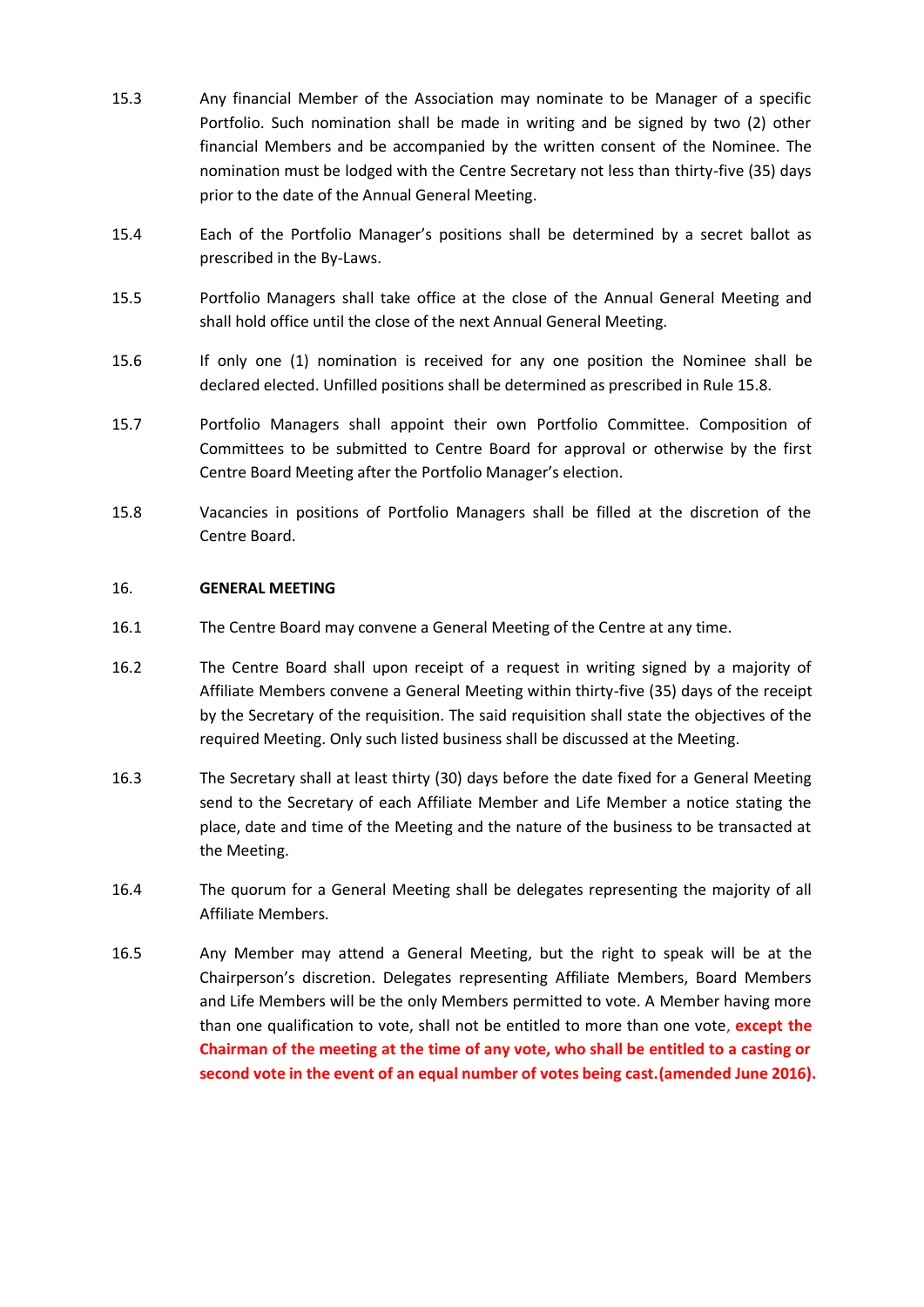15.3 Any financial Member of the Association may nominate to be Manager of a specific Portfolio. Such nomination shall be made in writing and be signed by two (2) other financial Members and be accompanied by the written consent of the Nominee. The nomination must be lodged with the Centre Secretary not less than thirty-five (35) days prior to the date of the Annual General Meeting.

15.4 Each of the Portfolio Manager's positions shall be determined by a secret ballot as prescribed in the By-Laws.

15.5 Portfolio Managers shall take office at the close of the Annual General Meeting and shall hold office until the close of the next Annual General Meeting.

15.6 If only one (1) nomination is received for any one position the Nominee shall be declared elected. Unfilled positions shall be determined as prescribed in Rule 15.8.

15.7 Portfolio Managers shall appoint their own Portfolio Committee. Composition of Committees to be submitted to Centre Board for approval or otherwise by the first Centre Board Meeting after the Portfolio Manager's election.

15.8 Vacancies in positions of Portfolio Managers shall be filled at the discretion of the Centre Board.

## 16. GENERAL MEETING

16.1 The Centre Board may convene a General Meeting of the Centre at any time.

16.2 The Centre Board shall upon receipt of a request in writing signed by a majority of Affiliate Members convene a General Meeting within thirty-five (35) days of the receipt by the Secretary of the requisition. The said requisition shall state the objectives of the required Meeting. Only such listed business shall be discussed at the Meeting.

16.3 The Secretary shall at least thirty (30) days before the date fixed for a General Meeting send to the Secretary of each Affiliate Member and Life Member a notice stating the place, date and time of the Meeting and the nature of the business to be transacted at the Meeting.

16.4 The quorum for a General Meeting shall be delegates representing the majority of all Affiliate Members.

16.5 Any Member may attend a General Meeting, but the right to speak will be at the Chairperson's discretion. Delegates representing Affiliate Members, Board Members and Life Members will be the only Members permitted to vote. A Member having more than one qualification to vote, shall not be entitled to more than one vote, **except the Chairman of the meeting at the time of any vote, who shall be entitled to a casting or second vote in the event of an equal number of votes being cast.(amended June 2016).**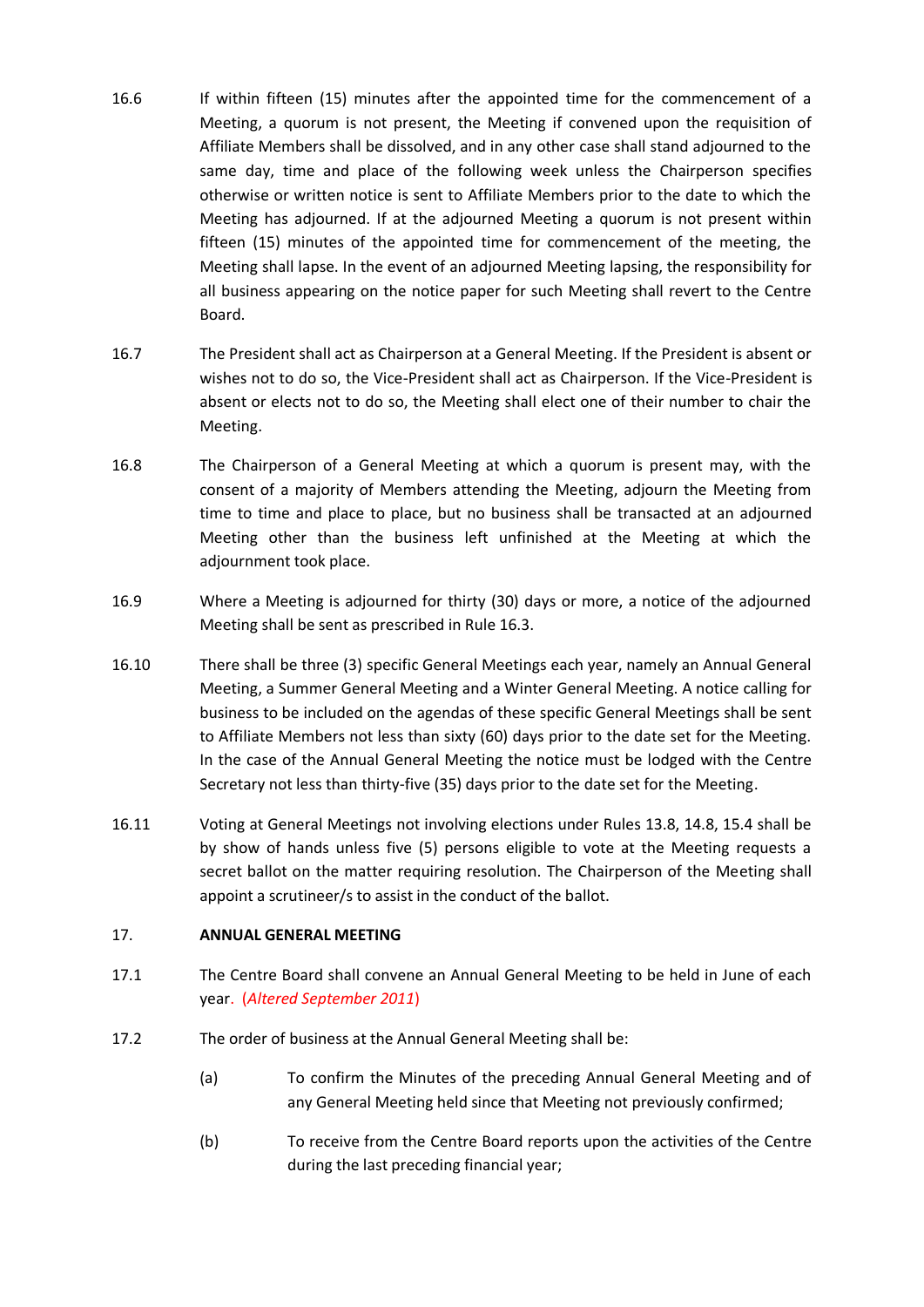16.6 If within fifteen (15) minutes after the appointed time for the commencement of a Meeting, a quorum is not present, the Meeting if convened upon the requisition of Affiliate Members shall be dissolved, and in any other case shall stand adjourned to the same day, time and place of the following week unless the Chairperson specifies otherwise or written notice is sent to Affiliate Members prior to the date to which the Meeting has adjourned. If at the adjourned Meeting a quorum is not present within fifteen (15) minutes of the appointed time for commencement of the meeting, the Meeting shall lapse. In the event of an adjourned Meeting lapsing, the responsibility for all business appearing on the notice paper for such Meeting shall revert to the Centre Board.

16.7 The President shall act as Chairperson at a General Meeting. If the President is absent or wishes not to do so, the Vice-President shall act as Chairperson. If the Vice-President is absent or elects not to do so, the Meeting shall elect one of their number to chair the Meeting.

16.8 The Chairperson of a General Meeting at which a quorum is present may, with the consent of a majority of Members attending the Meeting, adjourn the Meeting from time to time and place to place, but no business shall be transacted at an adjourned Meeting other than the business left unfinished at the Meeting at which the adjournment took place.

16.9 Where a Meeting is adjourned for thirty (30) days or more, a notice of the adjourned Meeting shall be sent as prescribed in Rule 16.3.

16.10 There shall be three (3) specific General Meetings each year, namely an Annual General Meeting, a Summer General Meeting and a Winter General Meeting. A notice calling for business to be included on the agendas of these specific General Meetings shall be sent to Affiliate Members not less than sixty (60) days prior to the date set for the Meeting. In the case of the Annual General Meeting the notice must be lodged with the Centre Secretary not less than thirty-five (35) days prior to the date set for the Meeting.

16.11 Voting at General Meetings not involving elections under Rules 13.8, 14.8, 15.4 shall be by show of hands unless five (5) persons eligible to vote at the Meeting requests a secret ballot on the matter requiring resolution. The Chairperson of the Meeting shall appoint a scrutineer/s to assist in the conduct of the ballot.

## 17. ANNUAL GENERAL MEETING

17.1 The Centre Board shall convene an Annual General Meeting to be held in June of each year. (*Altered September 2011*)

17.2 The order of business at the Annual General Meeting shall be:

(a) To confirm the Minutes of the preceding Annual General Meeting and of any General Meeting held since that Meeting not previously confirmed;

(b) To receive from the Centre Board reports upon the activities of the Centre during the last preceding financial year;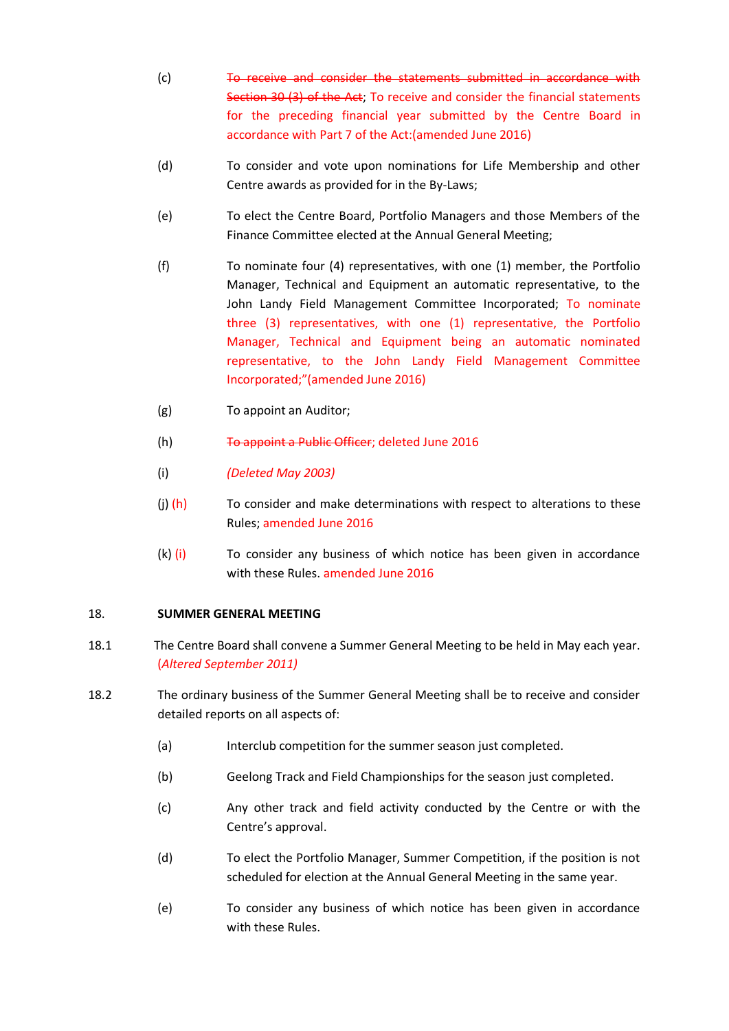(c) ~~To receive and consider the statements submitted in accordance with Section 30 (3) of the Act~~; To receive and consider the financial statements for the preceding financial year submitted by the Centre Board in accordance with Part 7 of the Act:(amended June 2016)

(d) To consider and vote upon nominations for Life Membership and other Centre awards as provided for in the By-Laws;

(e) To elect the Centre Board, Portfolio Managers and those Members of the Finance Committee elected at the Annual General Meeting;

(f) To nominate four (4) representatives, with one (1) member, the Portfolio Manager, Technical and Equipment an automatic representative, to the John Landy Field Management Committee Incorporated; To nominate three (3) representatives, with one (1) representative, the Portfolio Manager, Technical and Equipment being an automatic nominated representative, to the John Landy Field Management Committee Incorporated;"(amended June 2016)

(g) To appoint an Auditor;

(h) ~~To appoint a Public Officer~~; deleted June 2016

(i) *(Deleted May 2003)*

(j) (h) To consider and make determinations with respect to alterations to these Rules; amended June 2016

(k) (i) To consider any business of which notice has been given in accordance with these Rules. amended June 2016

## 18. SUMMER GENERAL MEETING

18.1 The Centre Board shall convene a Summer General Meeting to be held in May each year. *(Altered September 2011)*

18.2 The ordinary business of the Summer General Meeting shall be to receive and consider detailed reports on all aspects of:

(a) Interclub competition for the summer season just completed.

(b) Geelong Track and Field Championships for the season just completed.

(c) Any other track and field activity conducted by the Centre or with the Centre's approval.

(d) To elect the Portfolio Manager, Summer Competition, if the position is not scheduled for election at the Annual General Meeting in the same year.

(e) To consider any business of which notice has been given in accordance with these Rules.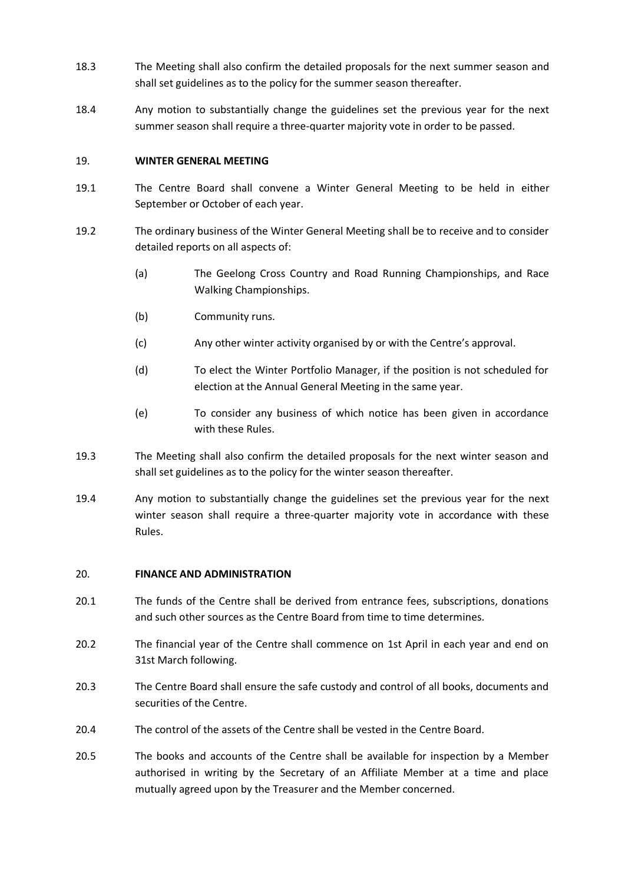18.3 The Meeting shall also confirm the detailed proposals for the next summer season and shall set guidelines as to the policy for the summer season thereafter.

18.4 Any motion to substantially change the guidelines set the previous year for the next summer season shall require a three-quarter majority vote in order to be passed.

## 19. WINTER GENERAL MEETING

19.1 The Centre Board shall convene a Winter General Meeting to be held in either September or October of each year.

19.2 The ordinary business of the Winter General Meeting shall be to receive and to consider detailed reports on all aspects of:

(a) The Geelong Cross Country and Road Running Championships, and Race Walking Championships.

(b) Community runs.

(c) Any other winter activity organised by or with the Centre's approval.

(d) To elect the Winter Portfolio Manager, if the position is not scheduled for election at the Annual General Meeting in the same year.

(e) To consider any business of which notice has been given in accordance with these Rules.

19.3 The Meeting shall also confirm the detailed proposals for the next winter season and shall set guidelines as to the policy for the winter season thereafter.

19.4 Any motion to substantially change the guidelines set the previous year for the next winter season shall require a three-quarter majority vote in accordance with these Rules.

## 20. FINANCE AND ADMINISTRATION

20.1 The funds of the Centre shall be derived from entrance fees, subscriptions, donations and such other sources as the Centre Board from time to time determines.

20.2 The financial year of the Centre shall commence on 1st April in each year and end on 31st March following.

20.3 The Centre Board shall ensure the safe custody and control of all books, documents and securities of the Centre.

20.4 The control of the assets of the Centre shall be vested in the Centre Board.

20.5 The books and accounts of the Centre shall be available for inspection by a Member authorised in writing by the Secretary of an Affiliate Member at a time and place mutually agreed upon by the Treasurer and the Member concerned.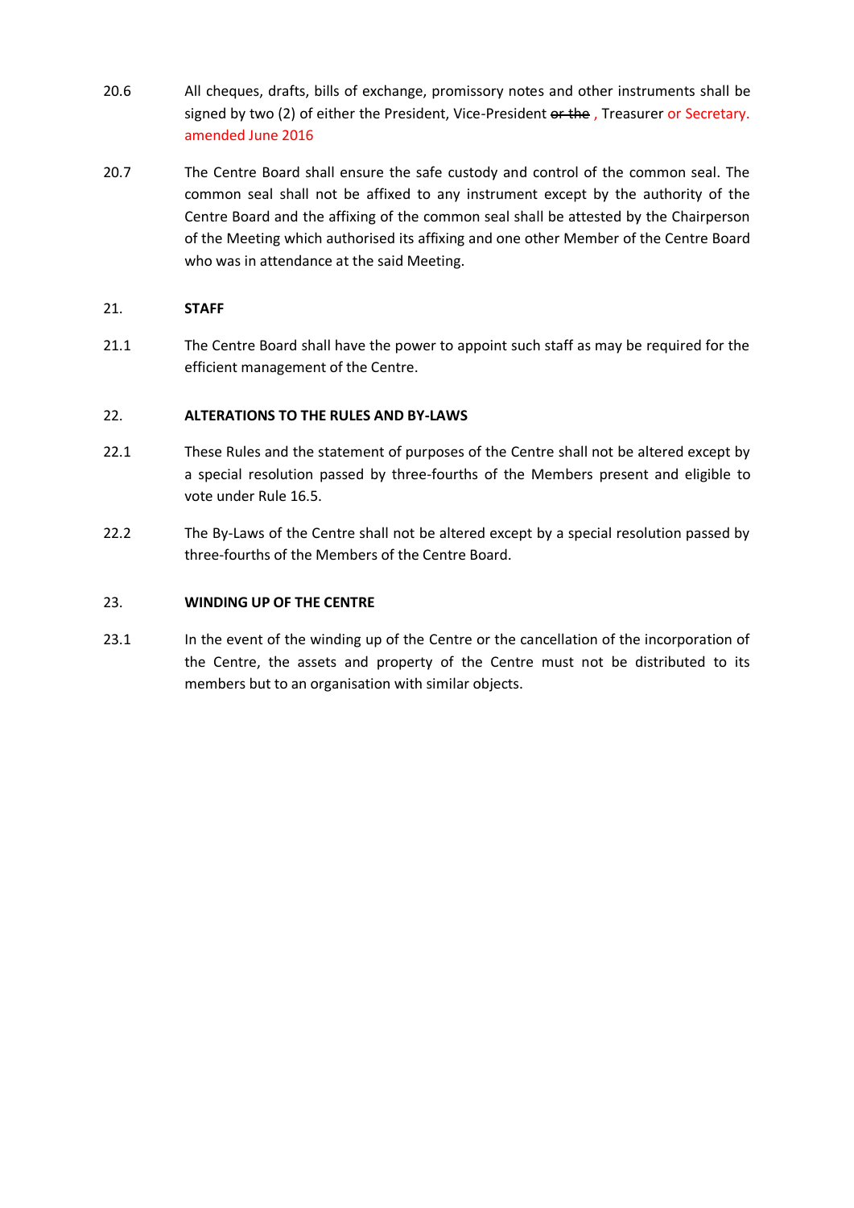20.6 All cheques, drafts, bills of exchange, promissory notes and other instruments shall be signed by two (2) of either the President, Vice-President ~~or the~~ , Treasurer or Secretary. amended June 2016

20.7 The Centre Board shall ensure the safe custody and control of the common seal. The common seal shall not be affixed to any instrument except by the authority of the Centre Board and the affixing of the common seal shall be attested by the Chairperson of the Meeting which authorised its affixing and one other Member of the Centre Board who was in attendance at the said Meeting.

## 21. STAFF

21.1 The Centre Board shall have the power to appoint such staff as may be required for the efficient management of the Centre.

## 22. ALTERATIONS TO THE RULES AND BY-LAWS

22.1 These Rules and the statement of purposes of the Centre shall not be altered except by a special resolution passed by three-fourths of the Members present and eligible to vote under Rule 16.5.

22.2 The By-Laws of the Centre shall not be altered except by a special resolution passed by three-fourths of the Members of the Centre Board.

## 23. WINDING UP OF THE CENTRE

23.1 In the event of the winding up of the Centre or the cancellation of the incorporation of the Centre, the assets and property of the Centre must not be distributed to its members but to an organisation with similar objects.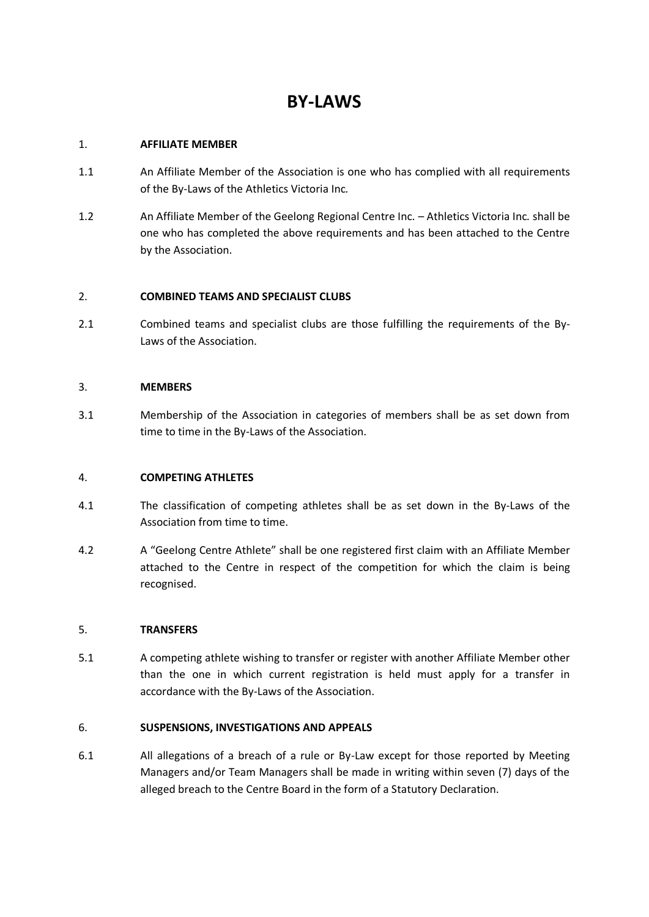# BY-LAWS

## 1. AFFILIATE MEMBER

1.1 An Affiliate Member of the Association is one who has complied with all requirements of the By-Laws of the Athletics Victoria Inc.

1.2 An Affiliate Member of the Geelong Regional Centre Inc. – Athletics Victoria Inc. shall be one who has completed the above requirements and has been attached to the Centre by the Association.

## 2. COMBINED TEAMS AND SPECIALIST CLUBS

2.1 Combined teams and specialist clubs are those fulfilling the requirements of the By-Laws of the Association.

## 3. MEMBERS

3.1 Membership of the Association in categories of members shall be as set down from time to time in the By-Laws of the Association.

## 4. COMPETING ATHLETES

4.1 The classification of competing athletes shall be as set down in the By-Laws of the Association from time to time.

4.2 A "Geelong Centre Athlete" shall be one registered first claim with an Affiliate Member attached to the Centre in respect of the competition for which the claim is being recognised.

## 5. TRANSFERS

5.1 A competing athlete wishing to transfer or register with another Affiliate Member other than the one in which current registration is held must apply for a transfer in accordance with the By-Laws of the Association.

## 6. SUSPENSIONS, INVESTIGATIONS AND APPEALS

6.1 All allegations of a breach of a rule or By-Law except for those reported by Meeting Managers and/or Team Managers shall be made in writing within seven (7) days of the alleged breach to the Centre Board in the form of a Statutory Declaration.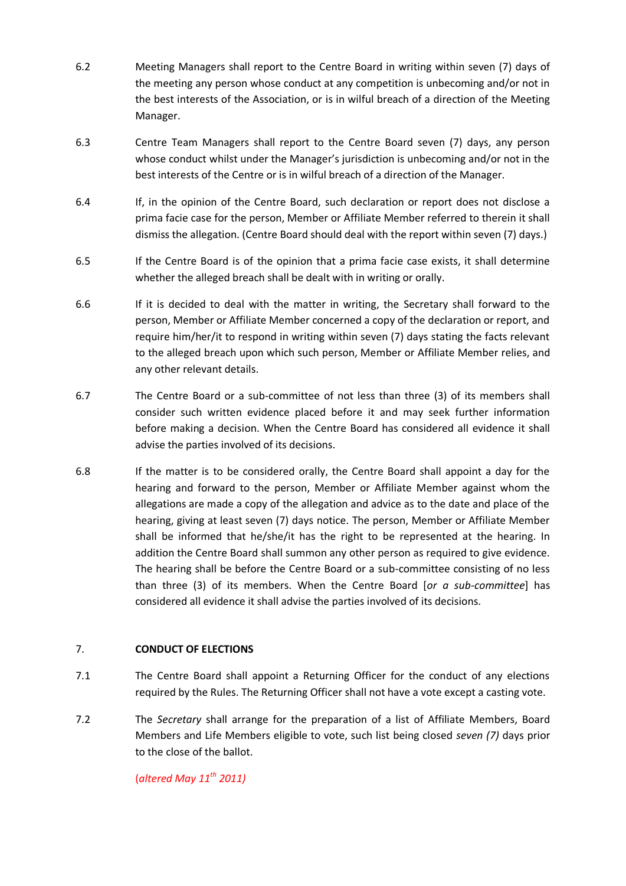6.2 Meeting Managers shall report to the Centre Board in writing within seven (7) days of the meeting any person whose conduct at any competition is unbecoming and/or not in the best interests of the Association, or is in wilful breach of a direction of the Meeting Manager.

6.3 Centre Team Managers shall report to the Centre Board seven (7) days, any person whose conduct whilst under the Manager's jurisdiction is unbecoming and/or not in the best interests of the Centre or is in wilful breach of a direction of the Manager.

6.4 If, in the opinion of the Centre Board, such declaration or report does not disclose a prima facie case for the person, Member or Affiliate Member referred to therein it shall dismiss the allegation. (Centre Board should deal with the report within seven (7) days.)

6.5 If the Centre Board is of the opinion that a prima facie case exists, it shall determine whether the alleged breach shall be dealt with in writing or orally.

6.6 If it is decided to deal with the matter in writing, the Secretary shall forward to the person, Member or Affiliate Member concerned a copy of the declaration or report, and require him/her/it to respond in writing within seven (7) days stating the facts relevant to the alleged breach upon which such person, Member or Affiliate Member relies, and any other relevant details.

6.7 The Centre Board or a sub-committee of not less than three (3) of its members shall consider such written evidence placed before it and may seek further information before making a decision. When the Centre Board has considered all evidence it shall advise the parties involved of its decisions.

6.8 If the matter is to be considered orally, the Centre Board shall appoint a day for the hearing and forward to the person, Member or Affiliate Member against whom the allegations are made a copy of the allegation and advice as to the date and place of the hearing, giving at least seven (7) days notice. The person, Member or Affiliate Member shall be informed that he/she/it has the right to be represented at the hearing. In addition the Centre Board shall summon any other person as required to give evidence. The hearing shall be before the Centre Board or a sub-committee consisting of no less than three (3) of its members. When the Centre Board [*or a sub-committee*] has considered all evidence it shall advise the parties involved of its decisions.

## 7. CONDUCT OF ELECTIONS

7.1 The Centre Board shall appoint a Returning Officer for the conduct of any elections required by the Rules. The Returning Officer shall not have a vote except a casting vote.

7.2 The *Secretary* shall arrange for the preparation of a list of Affiliate Members, Board Members and Life Members eligible to vote, such list being closed *seven (7)* days prior to the close of the ballot.

(*altered May 11th 2011)*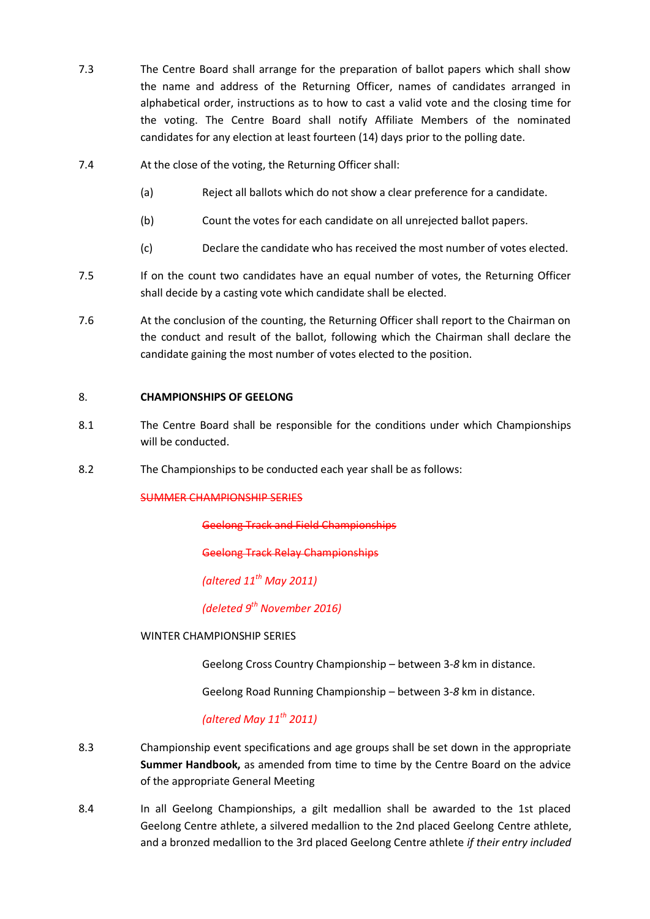7.3 The Centre Board shall arrange for the preparation of ballot papers which shall show the name and address of the Returning Officer, names of candidates arranged in alphabetical order, instructions as to how to cast a valid vote and the closing time for the voting. The Centre Board shall notify Affiliate Members of the nominated candidates for any election at least fourteen (14) days prior to the polling date.

7.4 At the close of the voting, the Returning Officer shall:

(a) Reject all ballots which do not show a clear preference for a candidate.

(b) Count the votes for each candidate on all unrejected ballot papers.

(c) Declare the candidate who has received the most number of votes elected.

7.5 If on the count two candidates have an equal number of votes, the Returning Officer shall decide by a casting vote which candidate shall be elected.

7.6 At the conclusion of the counting, the Returning Officer shall report to the Chairman on the conduct and result of the ballot, following which the Chairman shall declare the candidate gaining the most number of votes elected to the position.

8. **CHAMPIONSHIPS OF GEELONG**

8.1 The Centre Board shall be responsible for the conditions under which Championships will be conducted.

8.2 The Championships to be conducted each year shall be as follows:

~~SUMMER CHAMPIONSHIP SERIES~~

~~Geelong Track and Field Championships~~

~~Geelong Track Relay Championships~~

*(altered 11th May 2011)*

*(deleted 9th November 2016)*

WINTER CHAMPIONSHIP SERIES

Geelong Cross Country Championship – between 3-*8* km in distance.

Geelong Road Running Championship – between 3-*8* km in distance.

*(altered May 11th 2011)*

8.3 Championship event specifications and age groups shall be set down in the appropriate **Summer Handbook,** as amended from time to time by the Centre Board on the advice of the appropriate General Meeting

8.4 In all Geelong Championships, a gilt medallion shall be awarded to the 1st placed Geelong Centre athlete, a silvered medallion to the 2nd placed Geelong Centre athlete, and a bronzed medallion to the 3rd placed Geelong Centre athlete *if their entry included*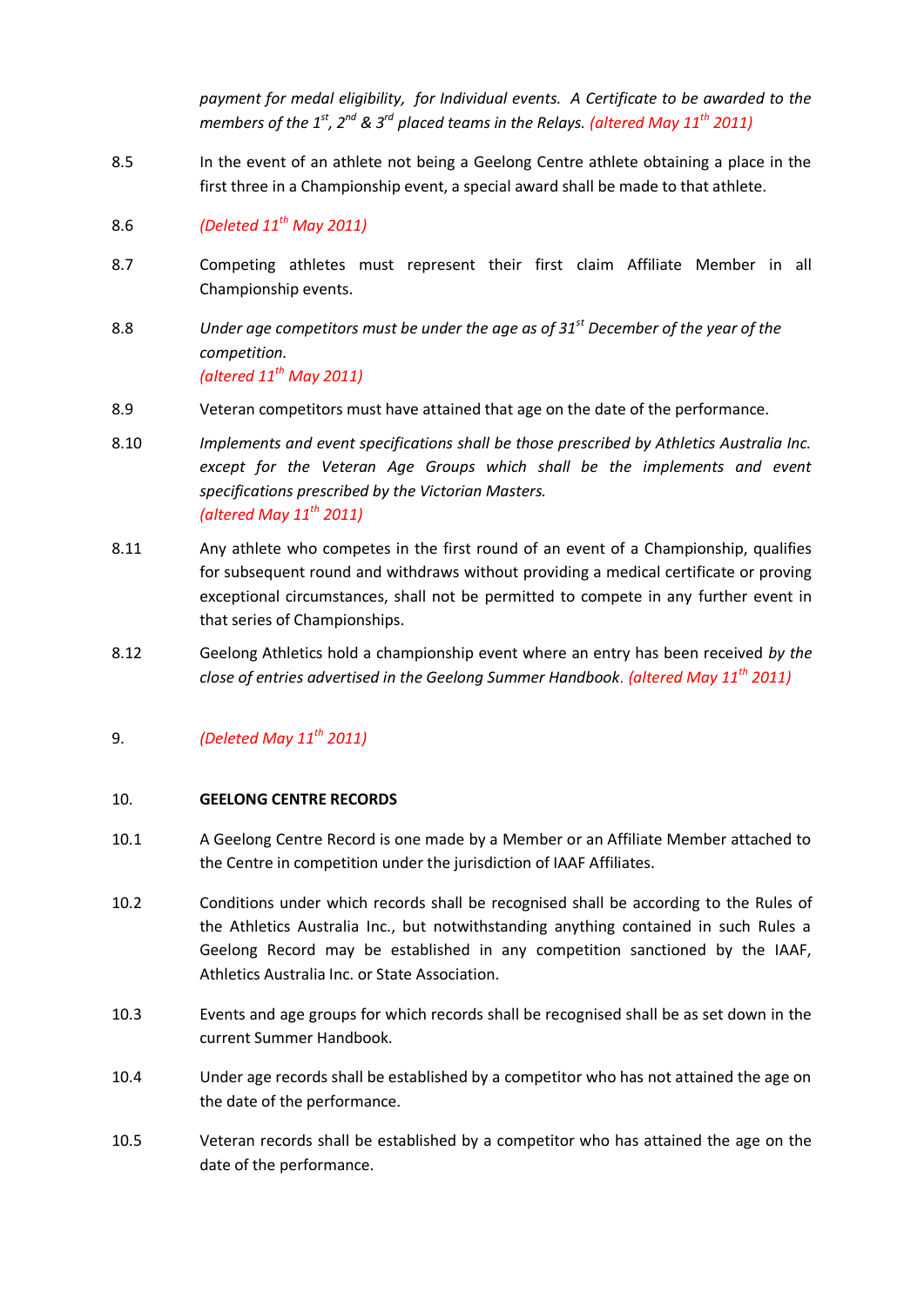*payment for medal eligibility, for Individual events. A Certificate to be awarded to the members of the 1st, 2nd & 3rd placed teams in the Relays.* *(altered May 11th 2011)*

8.5 In the event of an athlete not being a Geelong Centre athlete obtaining a place in the first three in a Championship event, a special award shall be made to that athlete.

8.6 *(Deleted 11th May 2011)*

8.7 Competing athletes must represent their first claim Affiliate Member in all Championship events.

8.8 *Under age competitors must be under the age as of 31st December of the year of the competition.*
*(altered 11th May 2011)*

8.9 Veteran competitors must have attained that age on the date of the performance.

8.10 *Implements and event specifications shall be those prescribed by Athletics Australia Inc. except for the Veteran Age Groups which shall be the implements and event specifications prescribed by the Victorian Masters.*
*(altered May 11th 2011)*

8.11 Any athlete who competes in the first round of an event of a Championship, qualifies for subsequent round and withdraws without providing a medical certificate or proving exceptional circumstances, shall not be permitted to compete in any further event in that series of Championships.

8.12 Geelong Athletics hold a championship event where an entry has been received *by the close of entries advertised in the Geelong Summer Handbook*. *(altered May 11th 2011)*

9. *(Deleted May 11th 2011)*

10. **GEELONG CENTRE RECORDS**

10.1 A Geelong Centre Record is one made by a Member or an Affiliate Member attached to the Centre in competition under the jurisdiction of IAAF Affiliates.

10.2 Conditions under which records shall be recognised shall be according to the Rules of the Athletics Australia Inc., but notwithstanding anything contained in such Rules a Geelong Record may be established in any competition sanctioned by the IAAF, Athletics Australia Inc. or State Association.

10.3 Events and age groups for which records shall be recognised shall be as set down in the current Summer Handbook.

10.4 Under age records shall be established by a competitor who has not attained the age on the date of the performance.

10.5 Veteran records shall be established by a competitor who has attained the age on the date of the performance.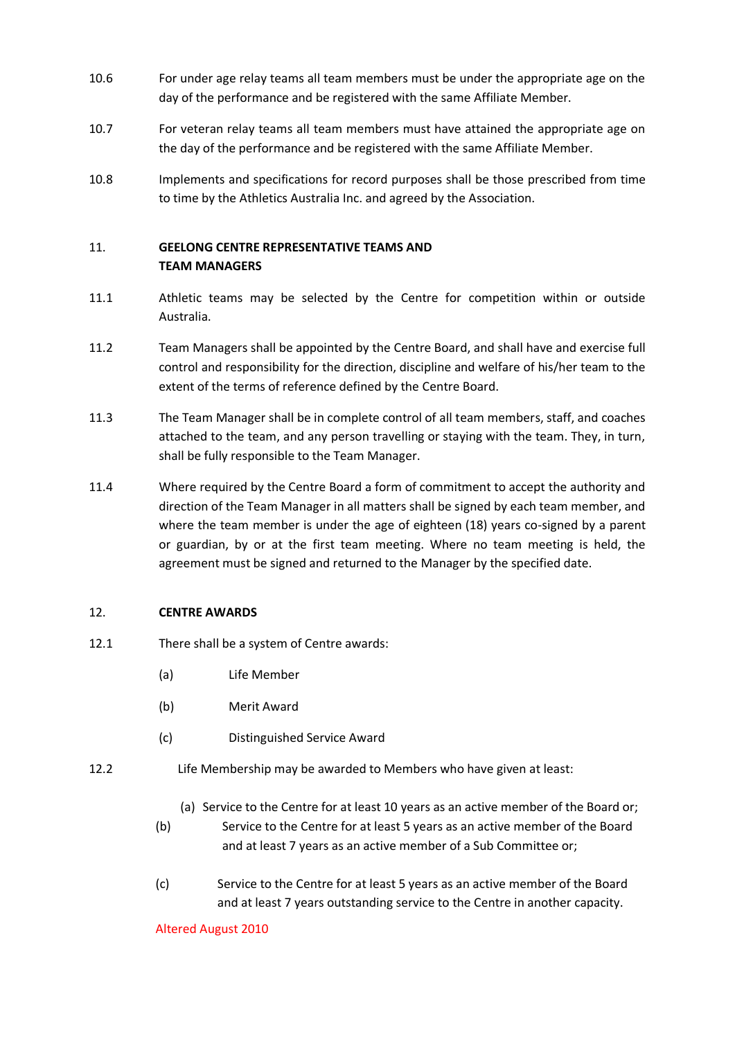10.6 For under age relay teams all team members must be under the appropriate age on the day of the performance and be registered with the same Affiliate Member.

10.7 For veteran relay teams all team members must have attained the appropriate age on the day of the performance and be registered with the same Affiliate Member.

10.8 Implements and specifications for record purposes shall be those prescribed from time to time by the Athletics Australia Inc. and agreed by the Association.

## 11. GEELONG CENTRE REPRESENTATIVE TEAMS AND TEAM MANAGERS

11.1 Athletic teams may be selected by the Centre for competition within or outside Australia.

11.2 Team Managers shall be appointed by the Centre Board, and shall have and exercise full control and responsibility for the direction, discipline and welfare of his/her team to the extent of the terms of reference defined by the Centre Board.

11.3 The Team Manager shall be in complete control of all team members, staff, and coaches attached to the team, and any person travelling or staying with the team. They, in turn, shall be fully responsible to the Team Manager.

11.4 Where required by the Centre Board a form of commitment to accept the authority and direction of the Team Manager in all matters shall be signed by each team member, and where the team member is under the age of eighteen (18) years co-signed by a parent or guardian, by or at the first team meeting. Where no team meeting is held, the agreement must be signed and returned to the Manager by the specified date.

## 12. CENTRE AWARDS

12.1 There shall be a system of Centre awards:

(a) Life Member

(b) Merit Award

(c) Distinguished Service Award

12.2 Life Membership may be awarded to Members who have given at least:

(a) Service to the Centre for at least 10 years as an active member of the Board or;

(b) Service to the Centre for at least 5 years as an active member of the Board and at least 7 years as an active member of a Sub Committee or;

(c) Service to the Centre for at least 5 years as an active member of the Board and at least 7 years outstanding service to the Centre in another capacity.

Altered August 2010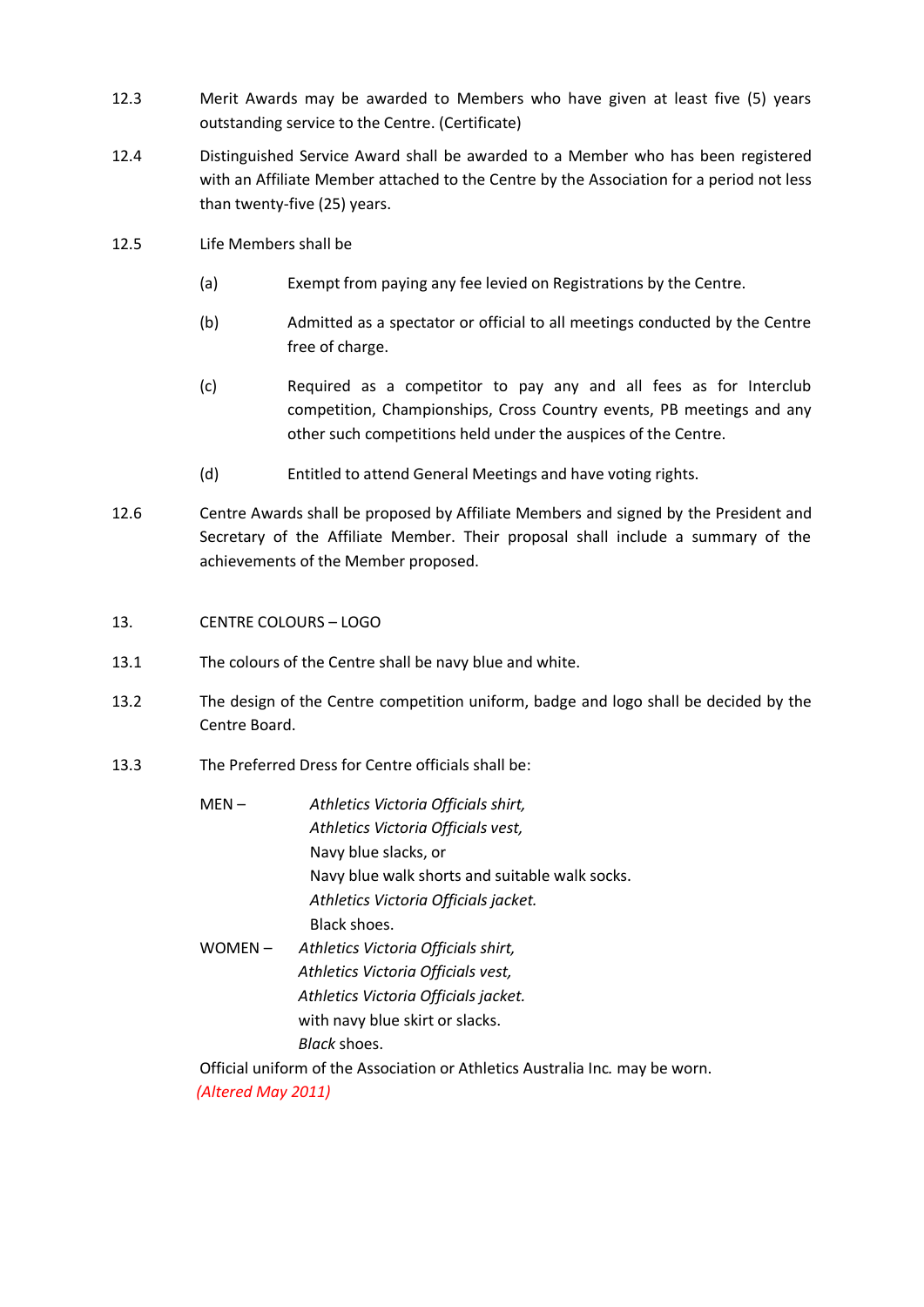12.3 Merit Awards may be awarded to Members who have given at least five (5) years outstanding service to the Centre. (Certificate)

12.4 Distinguished Service Award shall be awarded to a Member who has been registered with an Affiliate Member attached to the Centre by the Association for a period not less than twenty-five (25) years.

12.5 Life Members shall be

(a) Exempt from paying any fee levied on Registrations by the Centre.

(b) Admitted as a spectator or official to all meetings conducted by the Centre free of charge.

(c) Required as a competitor to pay any and all fees as for Interclub competition, Championships, Cross Country events, PB meetings and any other such competitions held under the auspices of the Centre.

(d) Entitled to attend General Meetings and have voting rights.

12.6 Centre Awards shall be proposed by Affiliate Members and signed by the President and Secretary of the Affiliate Member. Their proposal shall include a summary of the achievements of the Member proposed.

## 13. CENTRE COLOURS – LOGO

13.1 The colours of the Centre shall be navy blue and white.

13.2 The design of the Centre competition uniform, badge and logo shall be decided by the Centre Board.

13.3 The Preferred Dress for Centre officials shall be:

MEN –
*Athletics Victoria Officials shirt,*
*Athletics Victoria Officials vest,*
Navy blue slacks, or
Navy blue walk shorts and suitable walk socks.
*Athletics Victoria Officials jacket.*
Black shoes.

WOMEN –
*Athletics Victoria Officials shirt,*
*Athletics Victoria Officials vest,*
*Athletics Victoria Officials jacket.*
with navy blue skirt or slacks.
*Black* shoes.

Official uniform of the Association or Athletics Australia Inc. may be worn.
*(Altered May 2011)*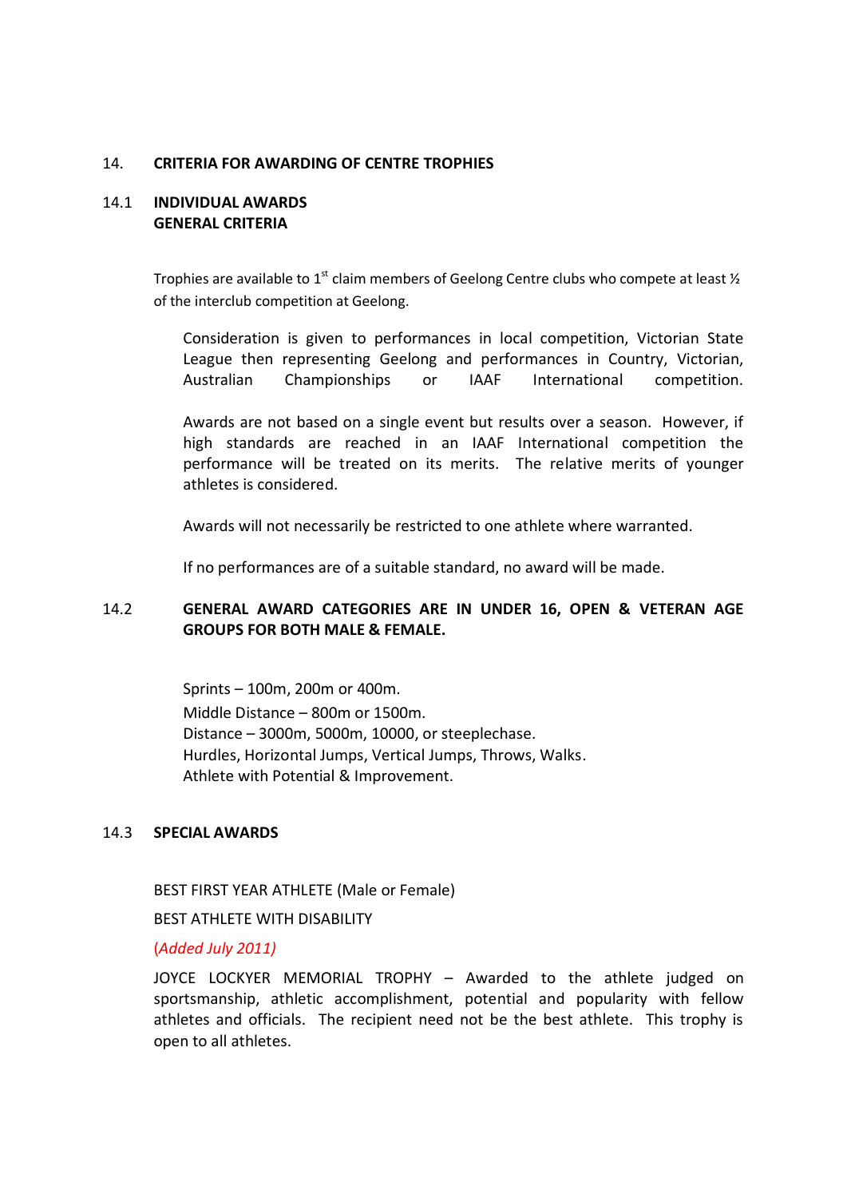## 14. CRITERIA FOR AWARDING OF CENTRE TROPHIES

### 14.1 INDIVIDUAL AWARDS
**GENERAL CRITERIA**

Trophies are available to 1st claim members of Geelong Centre clubs who compete at least ½ of the interclub competition at Geelong.

Consideration is given to performances in local competition, Victorian State League then representing Geelong and performances in Country, Victorian, Australian Championships or IAAF International competition.

Awards are not based on a single event but results over a season. However, if high standards are reached in an IAAF International competition the performance will be treated on its merits. The relative merits of younger athletes is considered.

Awards will not necessarily be restricted to one athlete where warranted.

If no performances are of a suitable standard, no award will be made.

### 14.2 GENERAL AWARD CATEGORIES ARE IN UNDER 16, OPEN & VETERAN AGE GROUPS FOR BOTH MALE & FEMALE.

Sprints – 100m, 200m or 400m.
Middle Distance – 800m or 1500m.
Distance – 3000m, 5000m, 10000, or steeplechase.
Hurdles, Horizontal Jumps, Vertical Jumps, Throws, Walks.
Athlete with Potential & Improvement.

### 14.3 SPECIAL AWARDS

BEST FIRST YEAR ATHLETE (Male or Female)

BEST ATHLETE WITH DISABILITY

(*Added July 2011)*

JOYCE LOCKYER MEMORIAL TROPHY – Awarded to the athlete judged on sportsmanship, athletic accomplishment, potential and popularity with fellow athletes and officials. The recipient need not be the best athlete. This trophy is open to all athletes.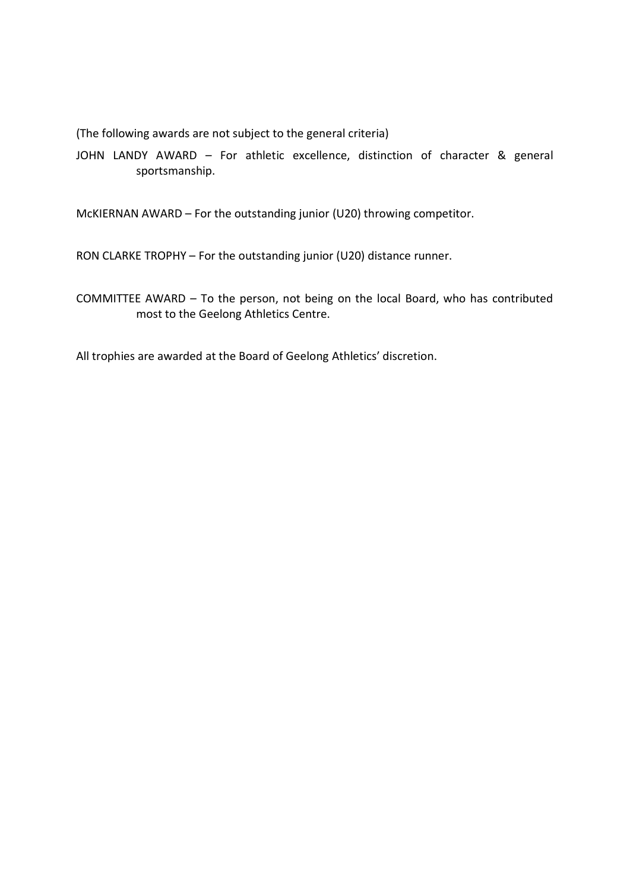(The following awards are not subject to the general criteria)

JOHN LANDY AWARD – For athletic excellence, distinction of character & general sportsmanship.

McKIERNAN AWARD – For the outstanding junior (U20) throwing competitor.

RON CLARKE TROPHY – For the outstanding junior (U20) distance runner.

COMMITTEE AWARD – To the person, not being on the local Board, who has contributed most to the Geelong Athletics Centre.

All trophies are awarded at the Board of Geelong Athletics' discretion.